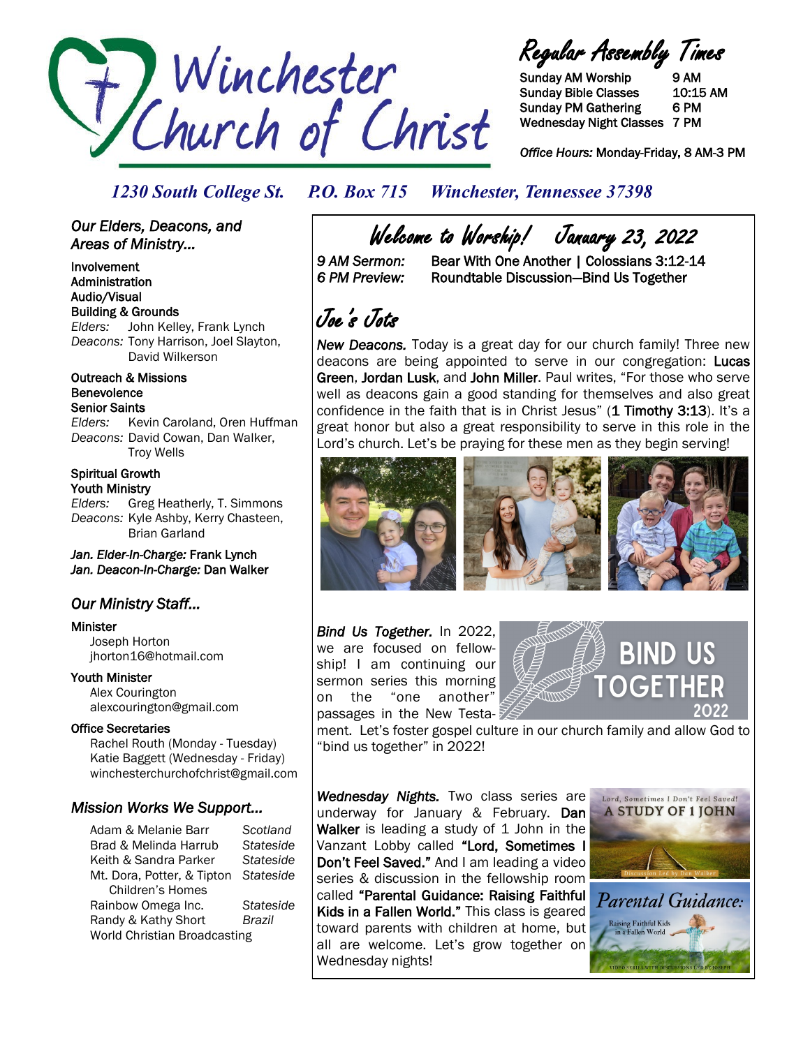# Winchester Church of Christ

## Regular Assembly Times

| | |
|---|---|
| Sunday AM Worship | 9 AM |
| Sunday Bible Classes | 10:15 AM |
| Sunday PM Gathering | 6 PM |
| Wednesday Night Classes | 7 PM |

*Office Hours:* Monday-Friday, 8 AM-3 PM

*1230 South College St. P.O. Box 715 Winchester, Tennessee 37398*

## *Our Elders, Deacons, and Areas of Ministry...*

**Involvement**
**Administration**
**Audio/Visual**
**Building & Grounds**
*Elders:* John Kelley, Frank Lynch
*Deacons:* Tony Harrison, Joel Slayton, David Wilkerson

**Outreach & Missions**
**Benevolence**
**Senior Saints**
*Elders:* Kevin Caroland, Oren Huffman
*Deacons:* David Cowan, Dan Walker, Troy Wells

**Spiritual Growth**
**Youth Ministry**
*Elders:* Greg Heatherly, T. Simmons
*Deacons:* Kyle Ashby, Kerry Chasteen, Brian Garland

*Jan. Elder-In-Charge:* Frank Lynch
*Jan. Deacon-In-Charge:* Dan Walker

## *Our Ministry Staff...*

**Minister**
Joseph Horton
jhorton16@hotmail.com

**Youth Minister**
Alex Courington
alexcourington@gmail.com

**Office Secretaries**
Rachel Routh (Monday - Tuesday)
Katie Baggett (Wednesday - Friday)
winchesterchurchofchrist@gmail.com

## *Mission Works We Support...*

| | |
|---|---|
| Adam & Melanie Barr | *Scotland* |
| Brad & Melinda Harrub | *Stateside* |
| Keith & Sandra Parker | *Stateside* |
| Mt. Dora, Potter, & Tipton Children's Homes | *Stateside* |
| Rainbow Omega Inc. | *Stateside* |
| Randy & Kathy Short | *Brazil* |
| World Christian Broadcasting | |

## Welcome to Worship! January 23, 2022

*9 AM Sermon:* Bear With One Another | Colossians 3:12-14
*6 PM Preview:* Roundtable Discussion—Bind Us Together

## Joe's Jots

***New Deacons.*** Today is a great day for our church family! Three new deacons are being appointed to serve in our congregation: **Lucas Green**, **Jordan Lusk**, and **John Miller**. Paul writes, "For those who serve well as deacons gain a good standing for themselves and also great confidence in the faith that is in Christ Jesus" (**1 Timothy 3:13**). It's a great honor but also a great responsibility to serve in this role in the Lord's church. Let's be praying for these men as they begin serving!

***Bind Us Together.*** In 2022, we are focused on fellowship! I am continuing our sermon series this morning on the "one another" passages in the New Testament. Let's foster gospel culture in our church family and allow God to "bind us together" in 2022!

***Wednesday Nights.*** Two class series are underway for January & February. **Dan Walker** is leading a study of 1 John in the Vanzant Lobby called **"Lord, Sometimes I Don't Feel Saved."** And I am leading a video series & discussion in the fellowship room called **"Parental Guidance: Raising Faithful Kids in a Fallen World."** This class is geared toward parents with children at home, but all are welcome. Let's grow together on Wednesday nights!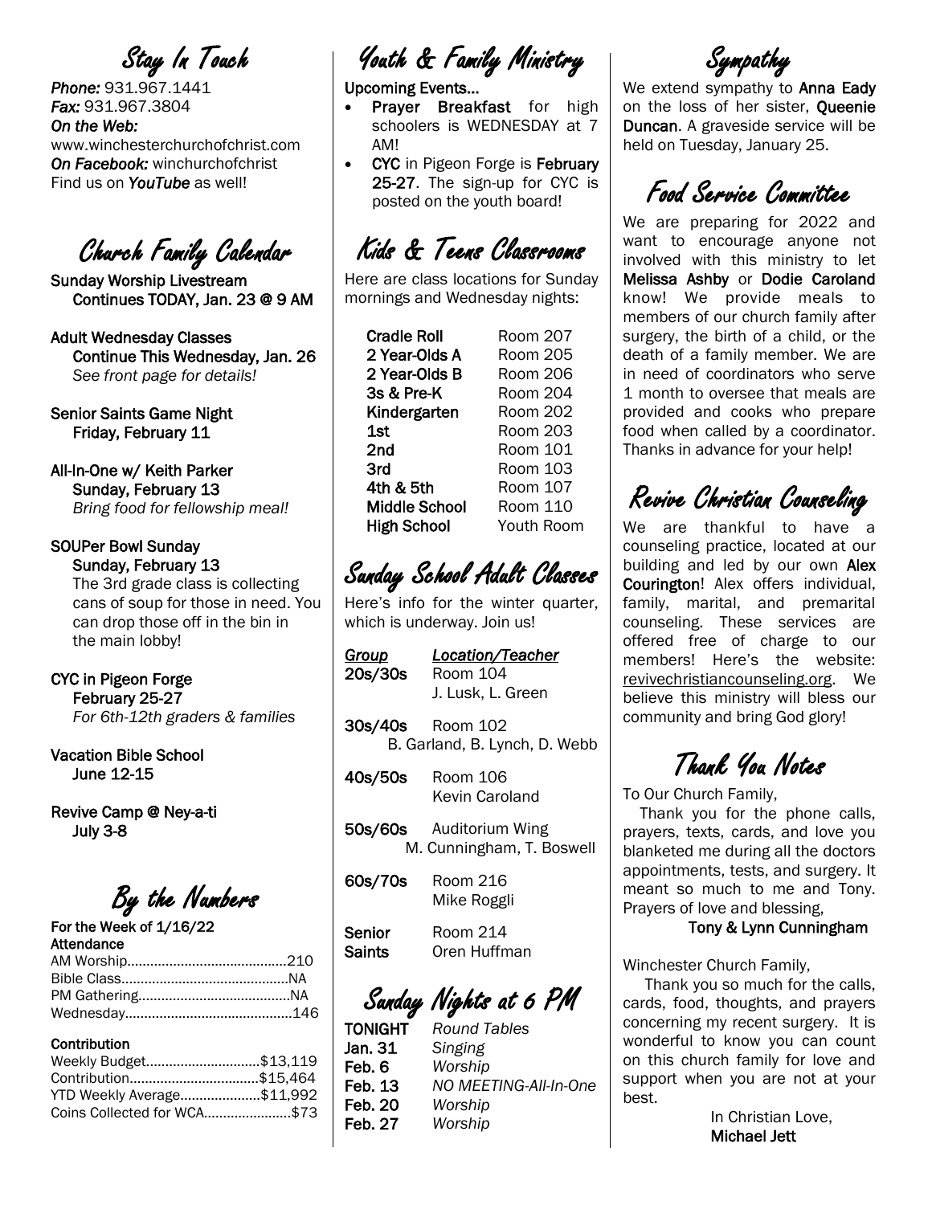## Stay In Touch

***Phone:*** 931.967.1441
***Fax:*** 931.967.3804
***On the Web:***
www.winchesterchurchofchrist.com
***On Facebook:*** winchurchofchrist
Find us on ***YouTube*** as well!

## Church Family Calendar

**Sunday Worship Livestream**
**Continues TODAY, Jan. 23 @ 9 AM**

**Adult Wednesday Classes**
**Continue This Wednesday, Jan. 26**
*See front page for details!*

**Senior Saints Game Night**
**Friday, February 11**

**All-In-One w/ Keith Parker**
**Sunday, February 13**
*Bring food for fellowship meal!*

**SOUPer Bowl Sunday**
**Sunday, February 13**
The 3rd grade class is collecting cans of soup for those in need. You can drop those off in the bin in the main lobby!

**CYC in Pigeon Forge**
**February 25-27**
*For 6th-12th graders & families*

**Vacation Bible School**
**June 12-15**

**Revive Camp @ Ney-a-ti**
**July 3-8**

## By the Numbers

**For the Week of 1/16/22**

**Attendance**

| | |
|---|---|
| AM Worship | 210 |
| Bible Class | NA |
| PM Gathering | NA |
| Wednesday | 146 |

**Contribution**

| | |
|---|---|
| Weekly Budget | $13,119 |
| Contribution | $15,464 |
| YTD Weekly Average | $11,992 |
| Coins Collected for WCA | $73 |

## Youth & Family Ministry

**Upcoming Events...**

- **Prayer Breakfast** for high schoolers is WEDNESDAY at 7 AM!
- **CYC** in Pigeon Forge is **February 25-27**. The sign-up for CYC is posted on the youth board!

## Kids & Teens Classrooms

Here are class locations for Sunday mornings and Wednesday nights:

| | |
|---|---|
| **Cradle Roll** | Room 207 |
| **2 Year-Olds A** | Room 205 |
| **2 Year-Olds B** | Room 206 |
| **3s & Pre-K** | Room 204 |
| **Kindergarten** | Room 202 |
| **1st** | Room 203 |
| **2nd** | Room 101 |
| **3rd** | Room 103 |
| **4th & 5th** | Room 107 |
| **Middle School** | Room 110 |
| **High School** | Youth Room |

## Sunday School Adult Classes

Here's info for the winter quarter, which is underway. Join us!

| ***Group*** | ***Location/Teacher*** |
|---|---|
| **20s/30s** | Room 104<br>J. Lusk, L. Green |
| **30s/40s** | Room 102<br>B. Garland, B. Lynch, D. Webb |
| **40s/50s** | Room 106<br>Kevin Caroland |
| **50s/60s** | Auditorium Wing<br>M. Cunningham, T. Boswell |
| **60s/70s** | Room 216<br>Mike Roggli |
| **Senior Saints** | Room 214<br>Oren Huffman |

## Sunday Nights at 6 PM

| | |
|---|---|
| **TONIGHT** | *Round Tables* |
| **Jan. 31** | *Singing* |
| **Feb. 6** | *Worship* |
| **Feb. 13** | *NO MEETING-All-In-One* |
| **Feb. 20** | *Worship* |
| **Feb. 27** | *Worship* |

## Sympathy

We extend sympathy to **Anna Eady** on the loss of her sister, **Queenie Duncan**. A graveside service will be held on Tuesday, January 25.

## Food Service Committee

We are preparing for 2022 and want to encourage anyone not involved with this ministry to let **Melissa Ashby** or **Dodie Caroland** know! We provide meals to members of our church family after surgery, the birth of a child, or the death of a family member. We are in need of coordinators who serve 1 month to oversee that meals are provided and cooks who prepare food when called by a coordinator. Thanks in advance for your help!

## Revive Christian Counseling

We are thankful to have a counseling practice, located at our building and led by our own **Alex Courington**! Alex offers individual, family, marital, and premarital counseling. These services are offered free of charge to our members! Here's the website: revivechristiancounseling.org. We believe this ministry will bless our community and bring God glory!

## Thank You Notes

To Our Church Family,

Thank you for the phone calls, prayers, texts, cards, and love you blanketed me during all the doctors appointments, tests, and surgery. It meant so much to me and Tony.
Prayers of love and blessing,

**Tony & Lynn Cunningham**

Winchester Church Family,

Thank you so much for the calls, cards, food, thoughts, and prayers concerning my recent surgery. It is wonderful to know you can count on this church family for love and support when you are not at your best.

In Christian Love,
**Michael Jett**